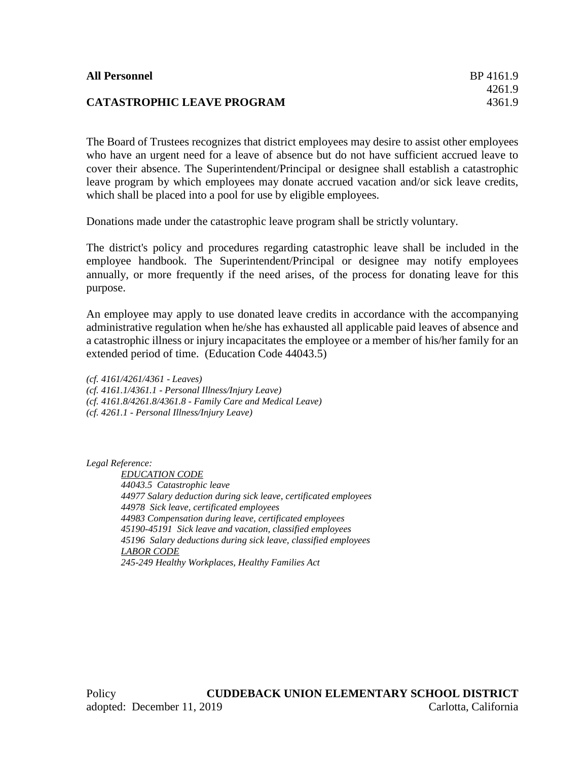**All Personnel** BP 4161.9
4261.9
**CATASTROPHIC LEAVE PROGRAM** 4361.9

The Board of Trustees recognizes that district employees may desire to assist other employees who have an urgent need for a leave of absence but do not have sufficient accrued leave to cover their absence. The Superintendent/Principal or designee shall establish a catastrophic leave program by which employees may donate accrued vacation and/or sick leave credits, which shall be placed into a pool for use by eligible employees.

Donations made under the catastrophic leave program shall be strictly voluntary.

The district's policy and procedures regarding catastrophic leave shall be included in the employee handbook. The Superintendent/Principal or designee may notify employees annually, or more frequently if the need arises, of the process for donating leave for this purpose.

An employee may apply to use donated leave credits in accordance with the accompanying administrative regulation when he/she has exhausted all applicable paid leaves of absence and a catastrophic illness or injury incapacitates the employee or a member of his/her family for an extended period of time. (Education Code 44043.5)

*(cf. 4161/4261/4361 - Leaves)*
*(cf. 4161.1/4361.1 - Personal Illness/Injury Leave)*
*(cf. 4161.8/4261.8/4361.8 - Family Care and Medical Leave)*
*(cf. 4261.1 - Personal Illness/Injury Leave)*

*Legal Reference:*

*EDUCATION CODE*
*44043.5 Catastrophic leave*
*44977 Salary deduction during sick leave, certificated employees*
*44978 Sick leave, certificated employees*
*44983 Compensation during leave, certificated employees*
*45190-45191 Sick leave and vacation, classified employees*
*45196 Salary deductions during sick leave, classified employees*
*LABOR CODE*
*245-249 Healthy Workplaces, Healthy Families Act*

Policy **CUDDEBACK UNION ELEMENTARY SCHOOL DISTRICT**
adopted: December 11, 2019 Carlotta, California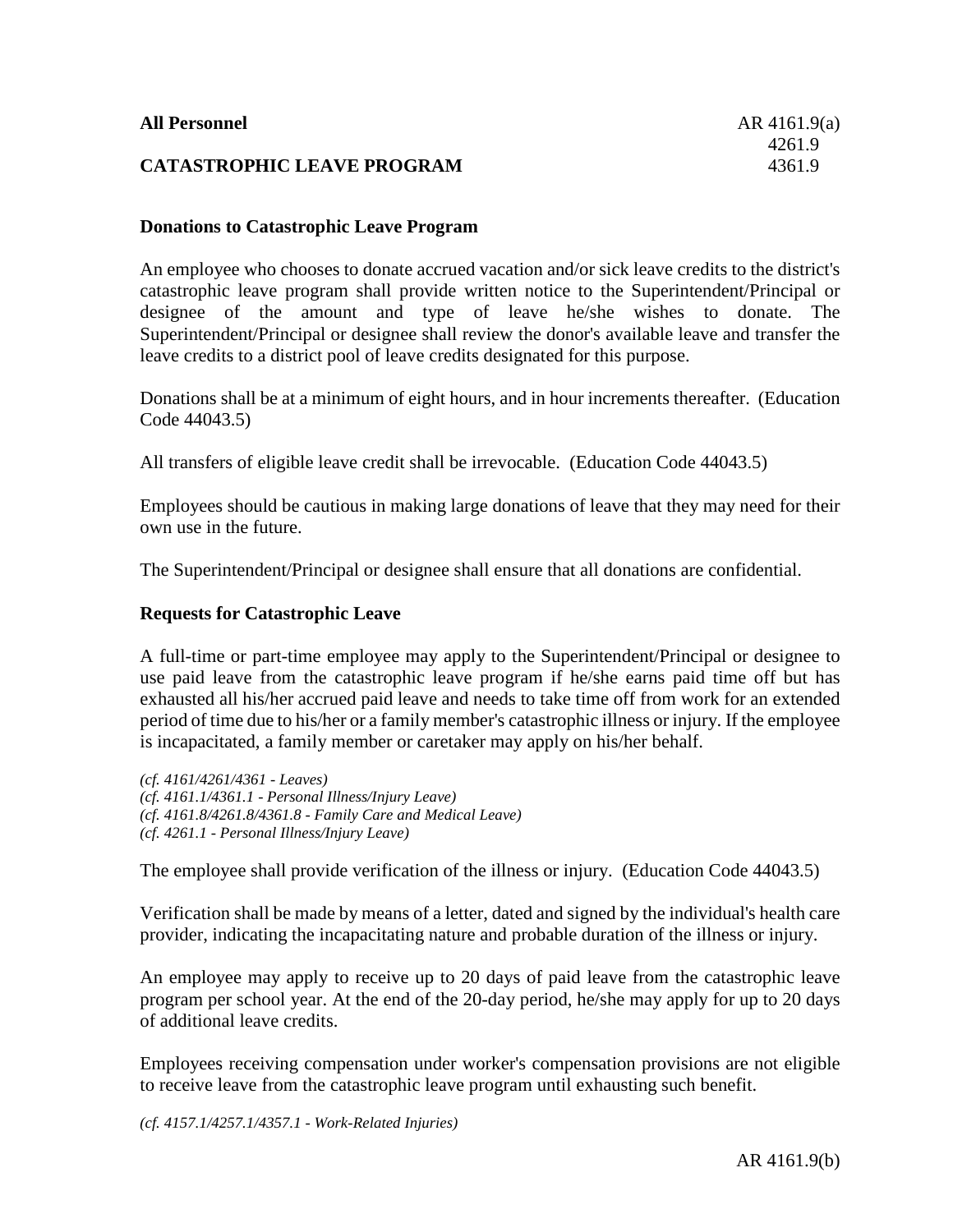**All Personnel**

**CATASTROPHIC LEAVE PROGRAM**

AR 4161.9(a)
4261.9
4361.9

### Donations to Catastrophic Leave Program

An employee who chooses to donate accrued vacation and/or sick leave credits to the district's catastrophic leave program shall provide written notice to the Superintendent/Principal or designee of the amount and type of leave he/she wishes to donate. The Superintendent/Principal or designee shall review the donor's available leave and transfer the leave credits to a district pool of leave credits designated for this purpose.

Donations shall be at a minimum of eight hours, and in hour increments thereafter. (Education Code 44043.5)

All transfers of eligible leave credit shall be irrevocable. (Education Code 44043.5)

Employees should be cautious in making large donations of leave that they may need for their own use in the future.

The Superintendent/Principal or designee shall ensure that all donations are confidential.

### Requests for Catastrophic Leave

A full-time or part-time employee may apply to the Superintendent/Principal or designee to use paid leave from the catastrophic leave program if he/she earns paid time off but has exhausted all his/her accrued paid leave and needs to take time off from work for an extended period of time due to his/her or a family member's catastrophic illness or injury. If the employee is incapacitated, a family member or caretaker may apply on his/her behalf.

*(cf. 4161/4261/4361 - Leaves)*
*(cf. 4161.1/4361.1 - Personal Illness/Injury Leave)*
*(cf. 4161.8/4261.8/4361.8 - Family Care and Medical Leave)*
*(cf. 4261.1 - Personal Illness/Injury Leave)*

The employee shall provide verification of the illness or injury. (Education Code 44043.5)

Verification shall be made by means of a letter, dated and signed by the individual's health care provider, indicating the incapacitating nature and probable duration of the illness or injury.

An employee may apply to receive up to 20 days of paid leave from the catastrophic leave program per school year. At the end of the 20-day period, he/she may apply for up to 20 days of additional leave credits.

Employees receiving compensation under worker's compensation provisions are not eligible to receive leave from the catastrophic leave program until exhausting such benefit.

*(cf. 4157.1/4257.1/4357.1 - Work-Related Injuries)*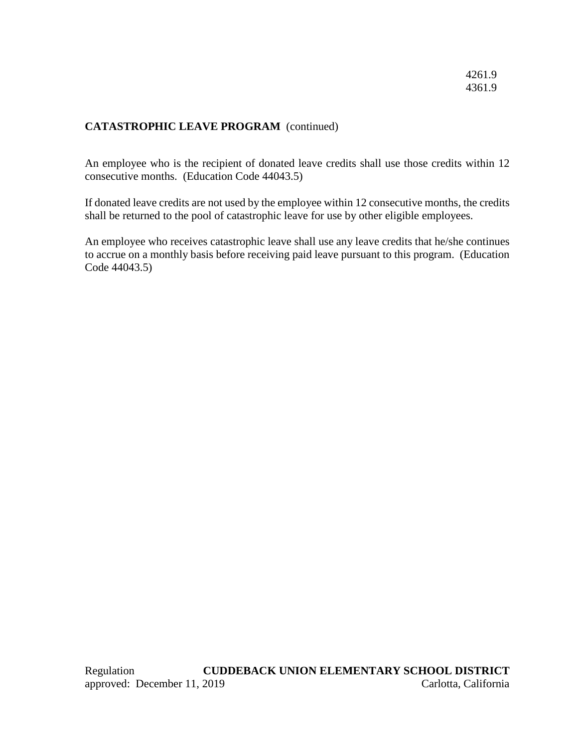An employee who is the recipient of donated leave credits shall use those credits within 12 consecutive months. (Education Code 44043.5)

If donated leave credits are not used by the employee within 12 consecutive months, the credits shall be returned to the pool of catastrophic leave for use by other eligible employees.

An employee who receives catastrophic leave shall use any leave credits that he/she continues to accrue on a monthly basis before receiving paid leave pursuant to this program. (Education Code 44043.5)

Regulation approved: December 11, 2019

**CUDDEBACK UNION ELEMENTARY SCHOOL DISTRICT**
Carlotta, California